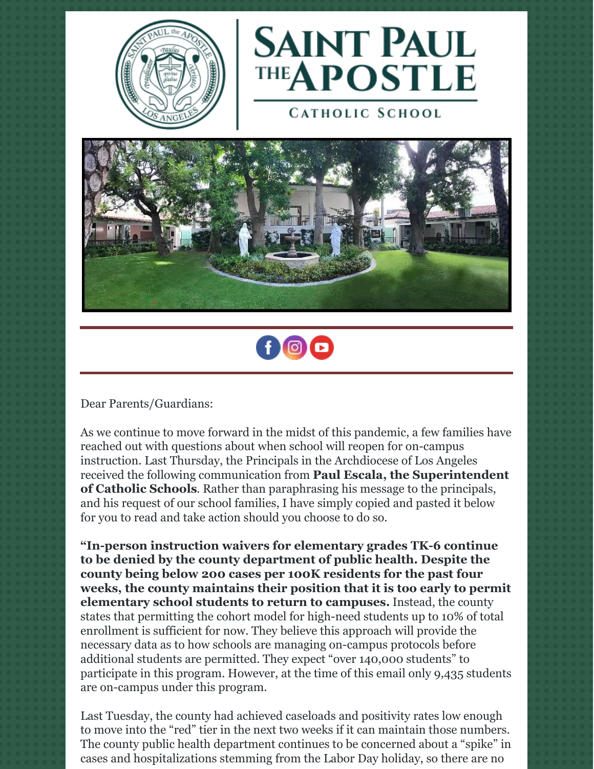# Saint Paul the Apostle

## Catholic School

Dear Parents/Guardians:

As we continue to move forward in the midst of this pandemic, a few families have reached out with questions about when school will reopen for on-campus instruction. Last Thursday, the Principals in the Archdiocese of Los Angeles received the following communication from **Paul Escala, the Superintendent of Catholic Schools**. Rather than paraphrasing his message to the principals, and his request of our school families, I have simply copied and pasted it below for you to read and take action should you choose to do so.

**"In-person instruction waivers for elementary grades TK-6 continue to be denied by the county department of public health. Despite the county being below 200 cases per 100K residents for the past four weeks, the county maintains their position that it is too early to permit elementary school students to return to campuses.** Instead, the county states that permitting the cohort model for high-need students up to 10% of total enrollment is sufficient for now. They believe this approach will provide the necessary data as to how schools are managing on-campus protocols before additional students are permitted. They expect "over 140,000 students" to participate in this program. However, at the time of this email only 9,435 students are on-campus under this program.

Last Tuesday, the county had achieved caseloads and positivity rates low enough to move into the "red" tier in the next two weeks if it can maintain those numbers. The county public health department continues to be concerned about a "spike" in cases and hospitalizations stemming from the Labor Day holiday, so there are no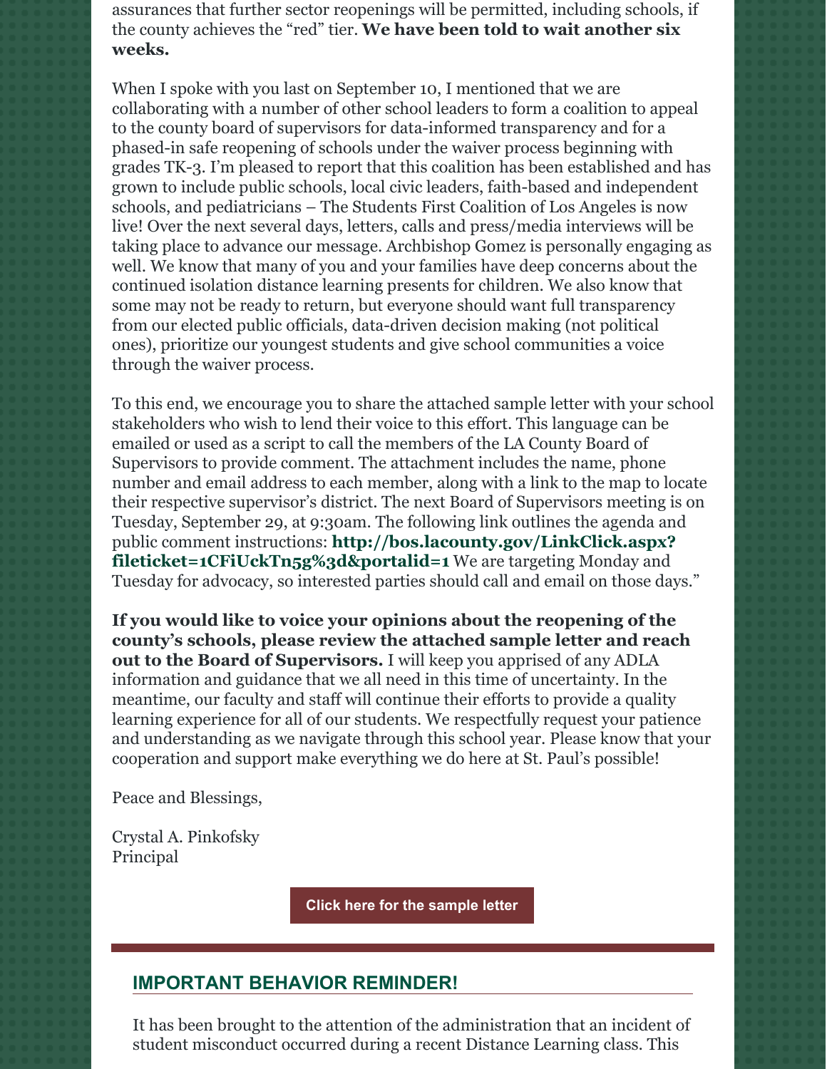assurances that further sector reopenings will be permitted, including schools, if the county achieves the "red" tier. **We have been told to wait another six weeks.**

When I spoke with you last on September 10, I mentioned that we are collaborating with a number of other school leaders to form a coalition to appeal to the county board of supervisors for data-informed transparency and for a phased-in safe reopening of schools under the waiver process beginning with grades TK-3. I'm pleased to report that this coalition has been established and has grown to include public schools, local civic leaders, faith-based and independent schools, and pediatricians – The Students First Coalition of Los Angeles is now live! Over the next several days, letters, calls and press/media interviews will be taking place to advance our message. Archbishop Gomez is personally engaging as well. We know that many of you and your families have deep concerns about the continued isolation distance learning presents for children. We also know that some may not be ready to return, but everyone should want full transparency from our elected public officials, data-driven decision making (not political ones), prioritize our youngest students and give school communities a voice through the waiver process.

To this end, we encourage you to share the attached sample letter with your school stakeholders who wish to lend their voice to this effort. This language can be emailed or used as a script to call the members of the LA County Board of Supervisors to provide comment. The attachment includes the name, phone number and email address to each member, along with a link to the map to locate their respective supervisor's district. The next Board of Supervisors meeting is on Tuesday, September 29, at 9:30am. The following link outlines the agenda and public comment instructions: **http://bos.lacounty.gov/LinkClick.aspx?fileticket=1CFiUckTn5g%3d&portalid=1** We are targeting Monday and Tuesday for advocacy, so interested parties should call and email on those days."

**If you would like to voice your opinions about the reopening of the county's schools, please review the attached sample letter and reach out to the Board of Supervisors.** I will keep you apprised of any ADLA information and guidance that we all need in this time of uncertainty. In the meantime, our faculty and staff will continue their efforts to provide a quality learning experience for all of our students. We respectfully request your patience and understanding as we navigate through this school year. Please know that your cooperation and support make everything we do here at St. Paul's possible!

Peace and Blessings,

Crystal A. Pinkofsky
Principal

**Click here for the sample letter**

---

## IMPORTANT BEHAVIOR REMINDER!

It has been brought to the attention of the administration that an incident of student misconduct occurred during a recent Distance Learning class. This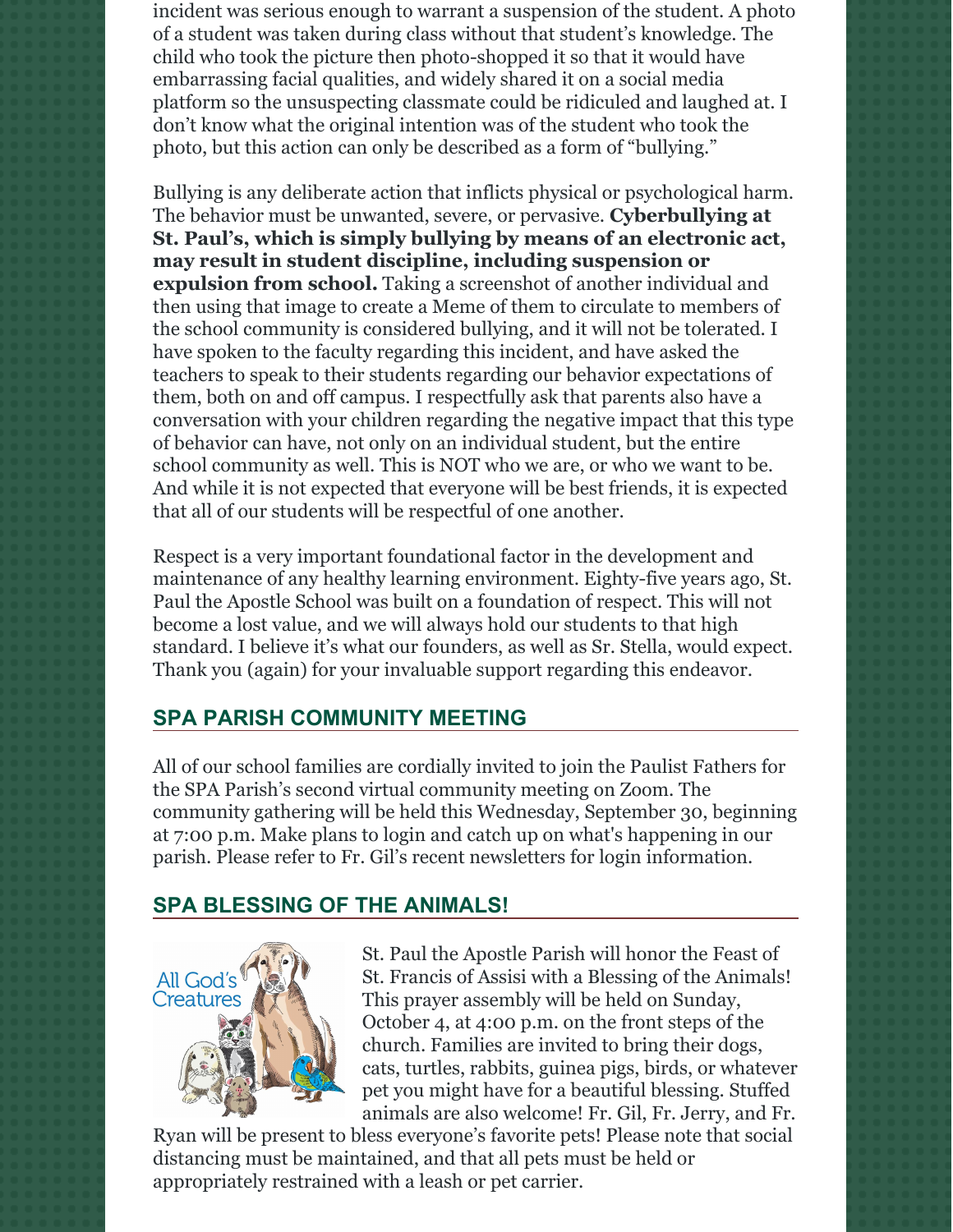incident was serious enough to warrant a suspension of the student. A photo of a student was taken during class without that student's knowledge. The child who took the picture then photo-shopped it so that it would have embarrassing facial qualities, and widely shared it on a social media platform so the unsuspecting classmate could be ridiculed and laughed at. I don't know what the original intention was of the student who took the photo, but this action can only be described as a form of "bullying."

Bullying is any deliberate action that inflicts physical or psychological harm. The behavior must be unwanted, severe, or pervasive. **Cyberbullying at St. Paul's, which is simply bullying by means of an electronic act, may result in student discipline, including suspension or expulsion from school.** Taking a screenshot of another individual and then using that image to create a Meme of them to circulate to members of the school community is considered bullying, and it will not be tolerated. I have spoken to the faculty regarding this incident, and have asked the teachers to speak to their students regarding our behavior expectations of them, both on and off campus. I respectfully ask that parents also have a conversation with your children regarding the negative impact that this type of behavior can have, not only on an individual student, but the entire school community as well. This is NOT who we are, or who we want to be. And while it is not expected that everyone will be best friends, it is expected that all of our students will be respectful of one another.

Respect is a very important foundational factor in the development and maintenance of any healthy learning environment. Eighty-five years ago, St. Paul the Apostle School was built on a foundation of respect. This will not become a lost value, and we will always hold our students to that high standard. I believe it's what our founders, as well as Sr. Stella, would expect. Thank you (again) for your invaluable support regarding this endeavor.

## SPA PARISH COMMUNITY MEETING

All of our school families are cordially invited to join the Paulist Fathers for the SPA Parish's second virtual community meeting on Zoom. The community gathering will be held this Wednesday, September 30, beginning at 7:00 p.m. Make plans to login and catch up on what's happening in our parish. Please refer to Fr. Gil's recent newsletters for login information.

## SPA BLESSING OF THE ANIMALS!

St. Paul the Apostle Parish will honor the Feast of St. Francis of Assisi with a Blessing of the Animals! This prayer assembly will be held on Sunday, October 4, at 4:00 p.m. on the front steps of the church. Families are invited to bring their dogs, cats, turtles, rabbits, guinea pigs, birds, or whatever pet you might have for a beautiful blessing. Stuffed animals are also welcome! Fr. Gil, Fr. Jerry, and Fr. Ryan will be present to bless everyone's favorite pets! Please note that social distancing must be maintained, and that all pets must be held or appropriately restrained with a leash or pet carrier.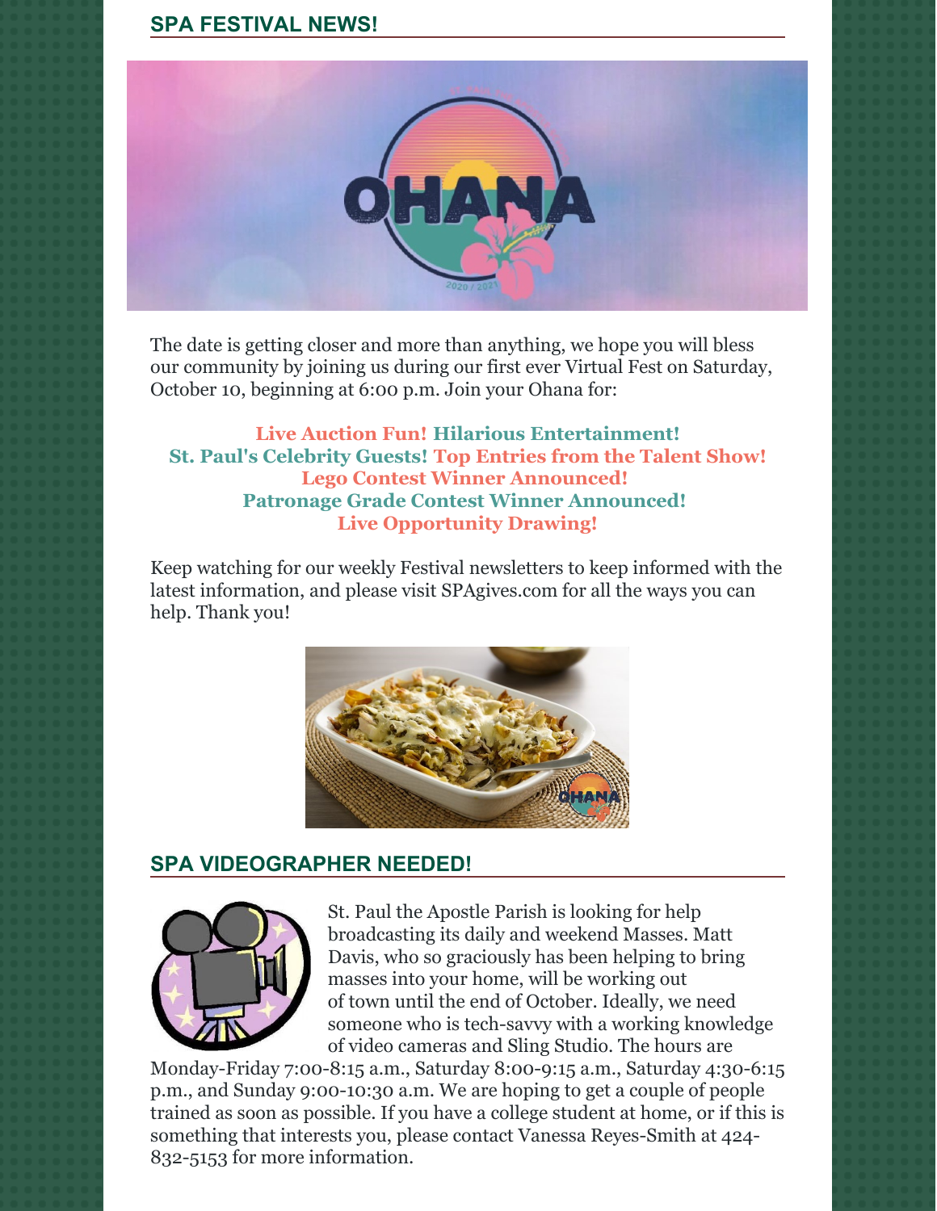## SPA FESTIVAL NEWS!

The date is getting closer and more than anything, we hope you will bless our community by joining us during our first ever Virtual Fest on Saturday, October 10, beginning at 6:00 p.m. Join your Ohana for:

**Live Auction Fun! Hilarious Entertainment!**
**St. Paul's Celebrity Guests! Top Entries from the Talent Show!**
**Lego Contest Winner Announced!**
**Patronage Grade Contest Winner Announced!**
**Live Opportunity Drawing!**

Keep watching for our weekly Festival newsletters to keep informed with the latest information, and please visit SPAgives.com for all the ways you can help. Thank you!

## SPA VIDEOGRAPHER NEEDED!

St. Paul the Apostle Parish is looking for help broadcasting its daily and weekend Masses. Matt Davis, who so graciously has been helping to bring masses into your home, will be working out of town until the end of October. Ideally, we need someone who is tech-savvy with a working knowledge of video cameras and Sling Studio. The hours are Monday-Friday 7:00-8:15 a.m., Saturday 8:00-9:15 a.m., Saturday 4:30-6:15 p.m., and Sunday 9:00-10:30 a.m. We are hoping to get a couple of people trained as soon as possible. If you have a college student at home, or if this is something that interests you, please contact Vanessa Reyes-Smith at 424-832-5153 for more information.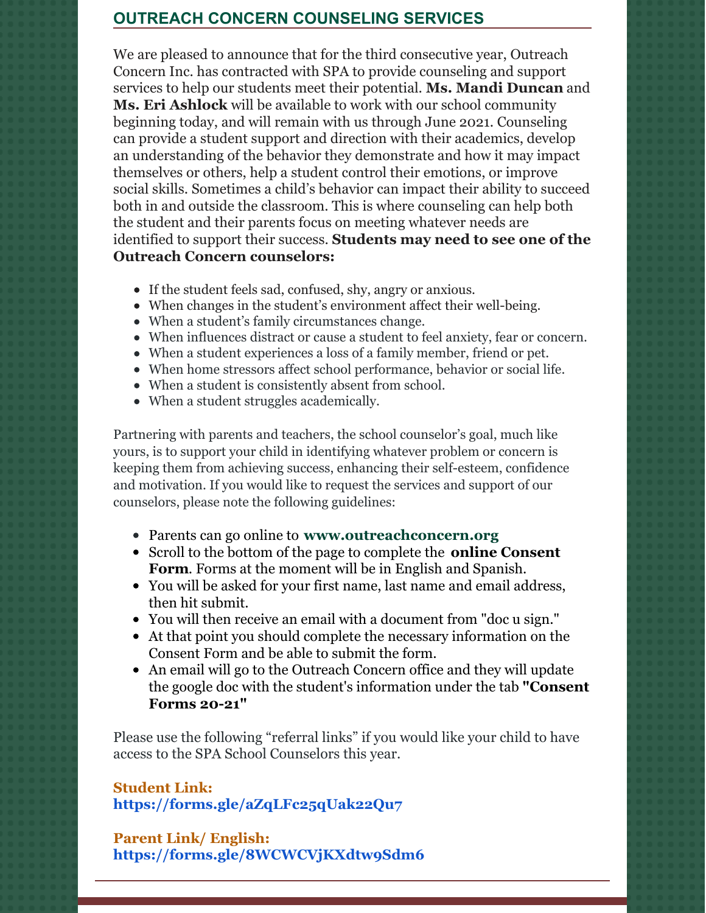## OUTREACH CONCERN COUNSELING SERVICES

We are pleased to announce that for the third consecutive year, Outreach Concern Inc. has contracted with SPA to provide counseling and support services to help our students meet their potential. **Ms. Mandi Duncan** and **Ms. Eri Ashlock** will be available to work with our school community beginning today, and will remain with us through June 2021. Counseling can provide a student support and direction with their academics, develop an understanding of the behavior they demonstrate and how it may impact themselves or others, help a student control their emotions, or improve social skills. Sometimes a child's behavior can impact their ability to succeed both in and outside the classroom. This is where counseling can help both the student and their parents focus on meeting whatever needs are identified to support their success. **Students may need to see one of the Outreach Concern counselors:**

- If the student feels sad, confused, shy, angry or anxious.
- When changes in the student's environment affect their well-being.
- When a student's family circumstances change.
- When influences distract or cause a student to feel anxiety, fear or concern.
- When a student experiences a loss of a family member, friend or pet.
- When home stressors affect school performance, behavior or social life.
- When a student is consistently absent from school.
- When a student struggles academically.

Partnering with parents and teachers, the school counselor's goal, much like yours, is to support your child in identifying whatever problem or concern is keeping them from achieving success, enhancing their self-esteem, confidence and motivation. If you would like to request the services and support of our counselors, please note the following guidelines:

- Parents can go online to **www.outreachconcern.org**
- Scroll to the bottom of the page to complete the **online Consent Form**. Forms at the moment will be in English and Spanish.
- You will be asked for your first name, last name and email address, then hit submit.
- You will then receive an email with a document from "doc u sign."
- At that point you should complete the necessary information on the Consent Form and be able to submit the form.
- An email will go to the Outreach Concern office and they will update the google doc with the student's information under the tab **"Consent Forms 20-21"**

Please use the following "referral links" if you would like your child to have access to the SPA School Counselors this year.

**Student Link:**
**https://forms.gle/aZqLFc25qUak22Qu7**

**Parent Link/ English:**
**https://forms.gle/8WCWCVjKXdtw9Sdm6**